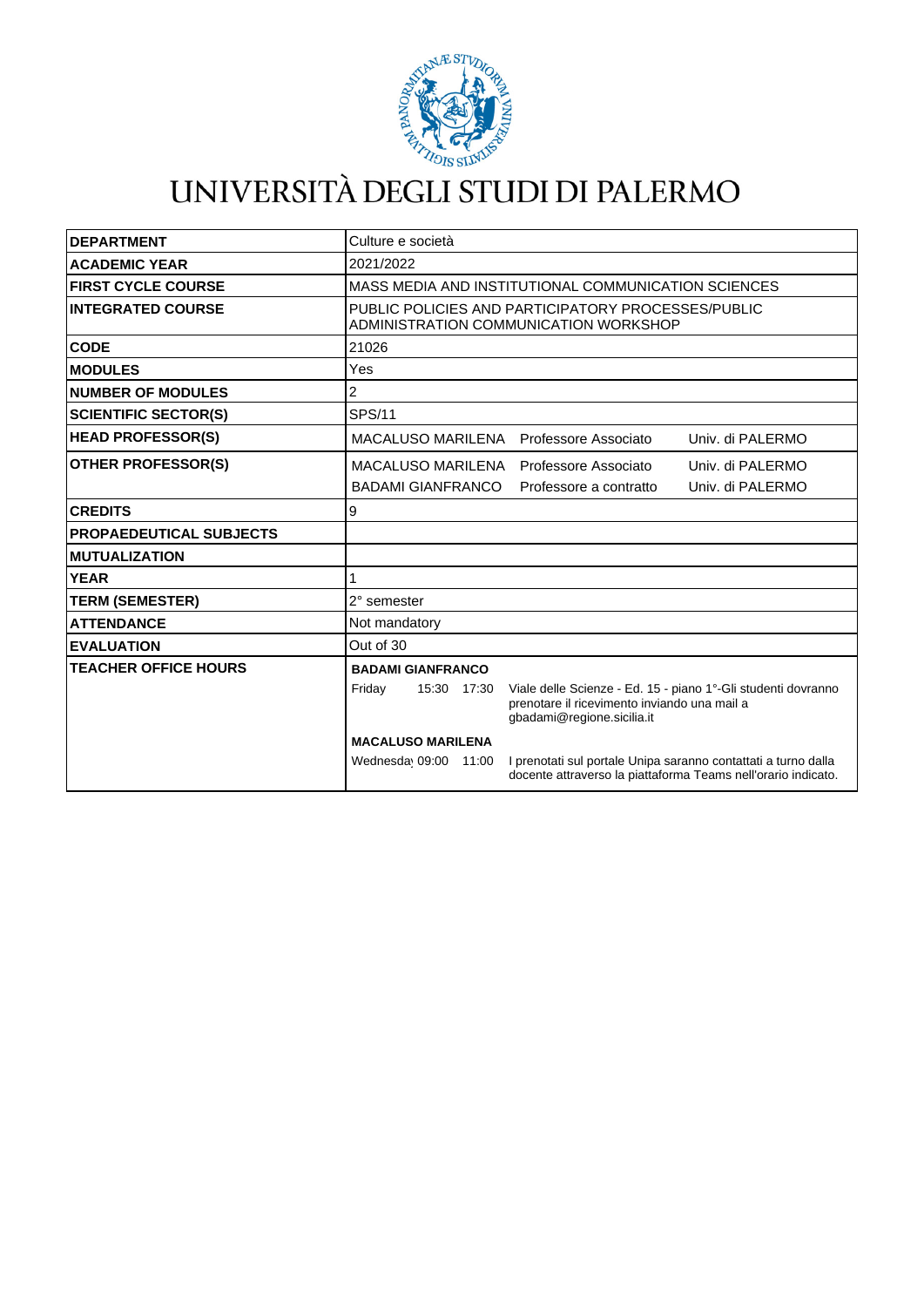# UNIVERSITÀ DEGLI STUDI DI PALERMO

| | |
|---|---|
| **DEPARTMENT** | Culture e società |
| **ACADEMIC YEAR** | 2021/2022 |
| **FIRST CYCLE COURSE** | MASS MEDIA AND INSTITUTIONAL COMMUNICATION SCIENCES |
| **INTEGRATED COURSE** | PUBLIC POLICIES AND PARTICIPATORY PROCESSES/PUBLIC ADMINISTRATION COMMUNICATION WORKSHOP |
| **CODE** | 21026 |
| **MODULES** | Yes |
| **NUMBER OF MODULES** | 2 |
| **SCIENTIFIC SECTOR(S)** | SPS/11 |
| **HEAD PROFESSOR(S)** | MACALUSO MARILENA Professore Associato Univ. di PALERMO |
| **OTHER PROFESSOR(S)** | MACALUSO MARILENA Professore Associato Univ. di PALERMO<br>BADAMI GIANFRANCO Professore a contratto Univ. di PALERMO |
| **CREDITS** | 9 |
| **PROPAEDEUTICAL SUBJECTS** | |
| **MUTUALIZATION** | |
| **YEAR** | 1 |
| **TERM (SEMESTER)** | 2° semester |
| **ATTENDANCE** | Not mandatory |
| **EVALUATION** | Out of 30 |
| **TEACHER OFFICE HOURS** | **BADAMI GIANFRANCO**<br>Friday 15:30 17:30 Viale delle Scienze - Ed. 15 - piano 1°-Gli studenti dovranno prenotare il ricevimento inviando una mail a gbadami@regione.sicilia.it<br>**MACALUSO MARILENA**<br>Wednesday 09:00 11:00 I prenotati sul portale Unipa saranno contattati a turno dalla docente attraverso la piattaforma Teams nell'orario indicato. |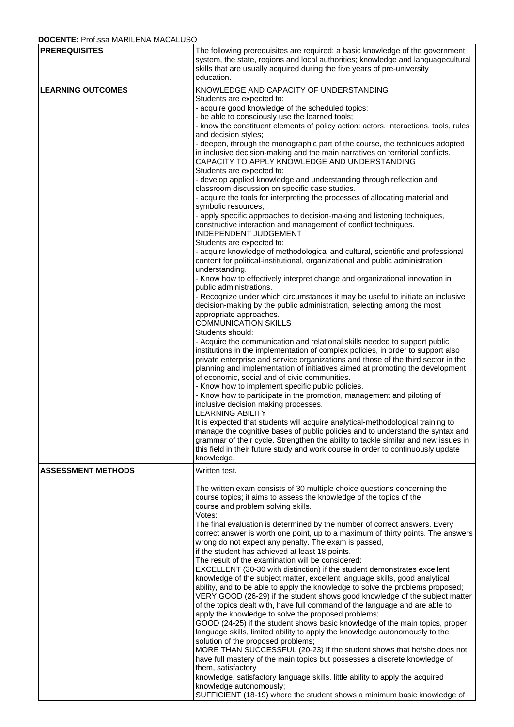**DOCENTE:** Prof.ssa MARILENA MACALUSO

| | |
|---|---|
| **PREREQUISITES** | The following prerequisites are required: a basic knowledge of the government system, the state, regions and local authorities; knowledge and languagecultural skills that are usually acquired during the five years of pre-university education. |
| **LEARNING OUTCOMES** | KNOWLEDGE AND CAPACITY OF UNDERSTANDING<br>Students are expected to:<br>- acquire good knowledge of the scheduled topics;<br>- be able to consciously use the learned tools;<br>- know the constituent elements of policy action: actors, interactions, tools, rules and decision styles;<br>- deepen, through the monographic part of the course, the techniques adopted in inclusive decision-making and the main narratives on territorial conflicts.<br>CAPACITY TO APPLY KNOWLEDGE AND UNDERSTANDING<br>Students are expected to:<br>- develop applied knowledge and understanding through reflection and classroom discussion on specific case studies.<br>- acquire the tools for interpreting the processes of allocating material and symbolic resources,<br>- apply specific approaches to decision-making and listening techniques, constructive interaction and management of conflict techniques.<br>INDEPENDENT JUDGEMENT<br>Students are expected to:<br>- acquire knowledge of methodological and cultural, scientific and professional content for political-institutional, organizational and public administration understanding.<br>- Know how to effectively interpret change and organizational innovation in public administrations.<br>- Recognize under which circumstances it may be useful to initiate an inclusive decision-making by the public administration, selecting among the most appropriate approaches.<br>COMMUNICATION SKILLS<br>Students should:<br>- Acquire the communication and relational skills needed to support public institutions in the implementation of complex policies, in order to support also private enterprise and service organizations and those of the third sector in the planning and implementation of initiatives aimed at promoting the development of economic, social and of civic communities.<br>- Know how to implement specific public policies.<br>- Know how to participate in the promotion, management and piloting of inclusive decision making processes.<br>LEARNING ABILITY<br>It is expected that students will acquire analytical-methodological training to manage the cognitive bases of public policies and to understand the syntax and grammar of their cycle. Strengthen the ability to tackle similar and new issues in this field in their future study and work course in order to continuously update knowledge. |
| **ASSESSMENT METHODS** | Written test.<br><br>The written exam consists of 30 multiple choice questions concerning the course topics; it aims to assess the knowledge of the topics of the course and problem solving skills.<br>Votes:<br>The final evaluation is determined by the number of correct answers. Every correct answer is worth one point, up to a maximum of thirty points. The answers wrong do not expect any penalty. The exam is passed, if the student has achieved at least 18 points.<br>The result of the examination will be considered:<br>EXCELLENT (30-30 with distinction) if the student demonstrates excellent knowledge of the subject matter, excellent language skills, good analytical ability, and to be able to apply the knowledge to solve the problems proposed;<br>VERY GOOD (26-29) if the student shows good knowledge of the subject matter of the topics dealt with, have full command of the language and are able to apply the knowledge to solve the proposed problems;<br>GOOD (24-25) if the student shows basic knowledge of the main topics, proper language skills, limited ability to apply the knowledge autonomously to the solution of the proposed problems;<br>MORE THAN SUCCESSFUL (20-23) if the student shows that he/she does not have full mastery of the main topics but possesses a discrete knowledge of them, satisfactory knowledge, satisfactory language skills, little ability to apply the acquired knowledge autonomously;<br>SUFFICIENT (18-19) where the student shows a minimum basic knowledge of |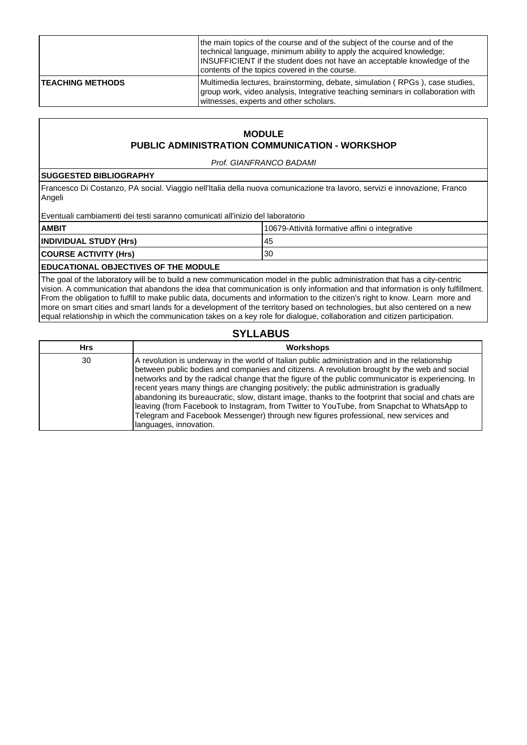| | |
|---|---|
| | the main topics of the course and of the subject of the course and of the technical language, minimum ability to apply the acquired knowledge; INSUFFICIENT if the student does not have an acceptable knowledge of the contents of the topics covered in the course. |
| **TEACHING METHODS** | Multimedia lectures, brainstorming, debate, simulation ( RPGs ), case studies, group work, video analysis, Integrative teaching seminars in collaboration with witnesses, experts and other scholars. |

## MODULE
## PUBLIC ADMINISTRATION COMMUNICATION - WORKSHOP

*Prof. GIANFRANCO BADAMI*

**SUGGESTED BIBLIOGRAPHY**

Francesco Di Costanzo, PA social. Viaggio nell'Italia della nuova comunicazione tra lavoro, servizi e innovazione, Franco Angeli

Eventuali cambiamenti dei testi saranno comunicati all'inizio del laboratorio

| | |
|---|---|
| **AMBIT** | 10679-Attività formative affini o integrative |
| **INDIVIDUAL STUDY (Hrs)** | 45 |
| **COURSE ACTIVITY (Hrs)** | 30 |

**EDUCATIONAL OBJECTIVES OF THE MODULE**

The goal of the laboratory will be to build a new communication model in the public administration that has a city-centric vision. A communication that abandons the idea that communication is only information and that information is only fulfillment. From the obligation to fulfill to make public data, documents and information to the citizen's right to know. Learn more and more on smart cities and smart lands for a development of the territory based on technologies, but also centered on a new equal relationship in which the communication takes on a key role for dialogue, collaboration and citizen participation.

## SYLLABUS

| Hrs | Workshops |
|---|---|
| 30 | A revolution is underway in the world of Italian public administration and in the relationship between public bodies and companies and citizens. A revolution brought by the web and social networks and by the radical change that the figure of the public communicator is experiencing. In recent years many things are changing positively; the public administration is gradually abandoning its bureaucratic, slow, distant image, thanks to the footprint that social and chats are leaving (from Facebook to Instagram, from Twitter to YouTube, from Snapchat to WhatsApp to Telegram and Facebook Messenger) through new figures professional, new services and languages, innovation. |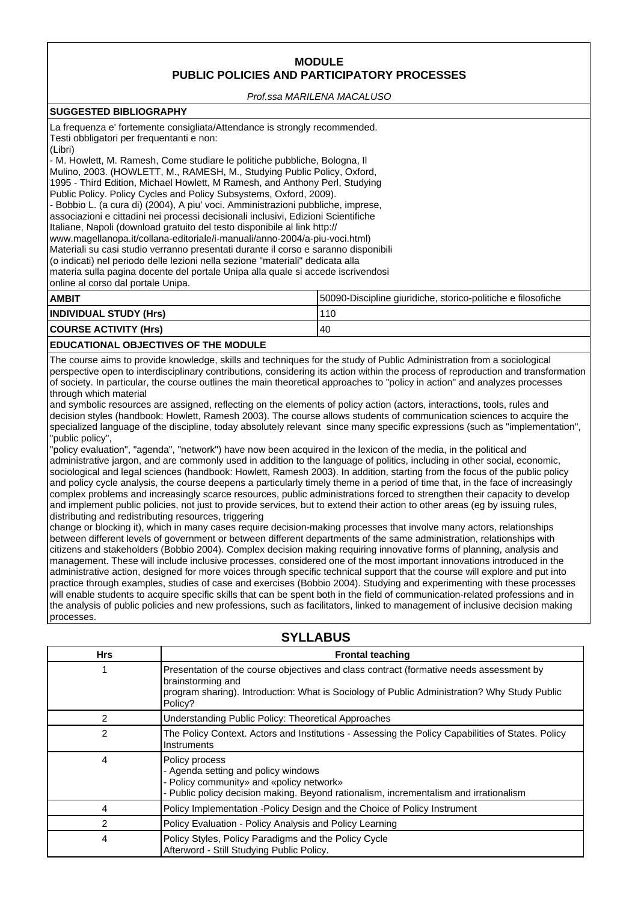## MODULE
## PUBLIC POLICIES AND PARTICIPATORY PROCESSES

*Prof.ssa MARILENA MACALUSO*

**SUGGESTED BIBLIOGRAPHY**

La frequenza e' fortemente consigliata/Attendance is strongly recommended.
Testi obbligatori per frequentanti e non:
(Libri)
- M. Howlett, M. Ramesh, Come studiare le politiche pubbliche, Bologna, Il Mulino, 2003. (HOWLETT, M., RAMESH, M., Studying Public Policy, Oxford, 1995 - Third Edition, Michael Howlett, M Ramesh, and Anthony Perl, Studying Public Policy. Policy Cycles and Policy Subsystems, Oxford, 2009).
- Bobbio L. (a cura di) (2004), A piu' voci. Amministrazioni pubbliche, imprese, associazioni e cittadini nei processi decisionali inclusivi, Edizioni Scientifiche Italiane, Napoli (download gratuito del testo disponibile al link http:// www.magellanopa.it/collana-editoriale/i-manuali/anno-2004/a-piu-voci.html)

Materiali su casi studio verranno presentati durante il corso e saranno disponibili (o indicati) nel periodo delle lezioni nella sezione "materiali" dedicata alla materia sulla pagina docente del portale Unipa alla quale si accede iscrivendosi online al corso dal portale Unipa.

| | |
|---|---|
| **AMBIT** | 50090-Discipline giuridiche, storico-politiche e filosofiche |
| **INDIVIDUAL STUDY (Hrs)** | 110 |
| **COURSE ACTIVITY (Hrs)** | 40 |

**EDUCATIONAL OBJECTIVES OF THE MODULE**

The course aims to provide knowledge, skills and techniques for the study of Public Administration from a sociological perspective open to interdisciplinary contributions, considering its action within the process of reproduction and transformation of society. In particular, the course outlines the main theoretical approaches to "policy in action" and analyzes processes through which material
and symbolic resources are assigned, reflecting on the elements of policy action (actors, interactions, tools, rules and decision styles (handbook: Howlett, Ramesh 2003). The course allows students of communication sciences to acquire the specialized language of the discipline, today absolutely relevant since many specific expressions (such as "implementation", "public policy",
"policy evaluation", "agenda", "network") have now been acquired in the lexicon of the media, in the political and administrative jargon, and are commonly used in addition to the language of politics, including in other social, economic, sociological and legal sciences (handbook: Howlett, Ramesh 2003). In addition, starting from the focus of the public policy and policy cycle analysis, the course deepens a particularly timely theme in a period of time that, in the face of increasingly complex problems and increasingly scarce resources, public administrations forced to strengthen their capacity to develop and implement public policies, not just to provide services, but to extend their action to other areas (eg by issuing rules, distributing and redistributing resources, triggering
change or blocking it), which in many cases require decision-making processes that involve many actors, relationships between different levels of government or between different departments of the same administration, relationships with citizens and stakeholders (Bobbio 2004). Complex decision making requiring innovative forms of planning, analysis and management. These will include inclusive processes, considered one of the most important innovations introduced in the administrative action, designed for more voices through specific technical support that the course will explore and put into practice through examples, studies of case and exercises (Bobbio 2004). Studying and experimenting with these processes will enable students to acquire specific skills that can be spent both in the field of communication-related professions and in the analysis of public policies and new professions, such as facilitators, linked to management of inclusive decision making processes.

## SYLLABUS

| Hrs | Frontal teaching |
|---|---|
| 1 | Presentation of the course objectives and class contract (formative needs assessment by brainstorming and program sharing). Introduction: What is Sociology of Public Administration? Why Study Public Policy? |
| 2 | Understanding Public Policy: Theoretical Approaches |
| 2 | The Policy Context. Actors and Institutions - Assessing the Policy Capabilities of States. Policy Instruments |
| 4 | Policy process<br>- Agenda setting and policy windows<br>- Policy community» and «policy network»<br>- Public policy decision making. Beyond rationalism, incrementalism and irrationalism |
| 4 | Policy Implementation -Policy Design and the Choice of Policy Instrument |
| 2 | Policy Evaluation - Policy Analysis and Policy Learning |
| 4 | Policy Styles, Policy Paradigms and the Policy Cycle<br>Afterword - Still Studying Public Policy. |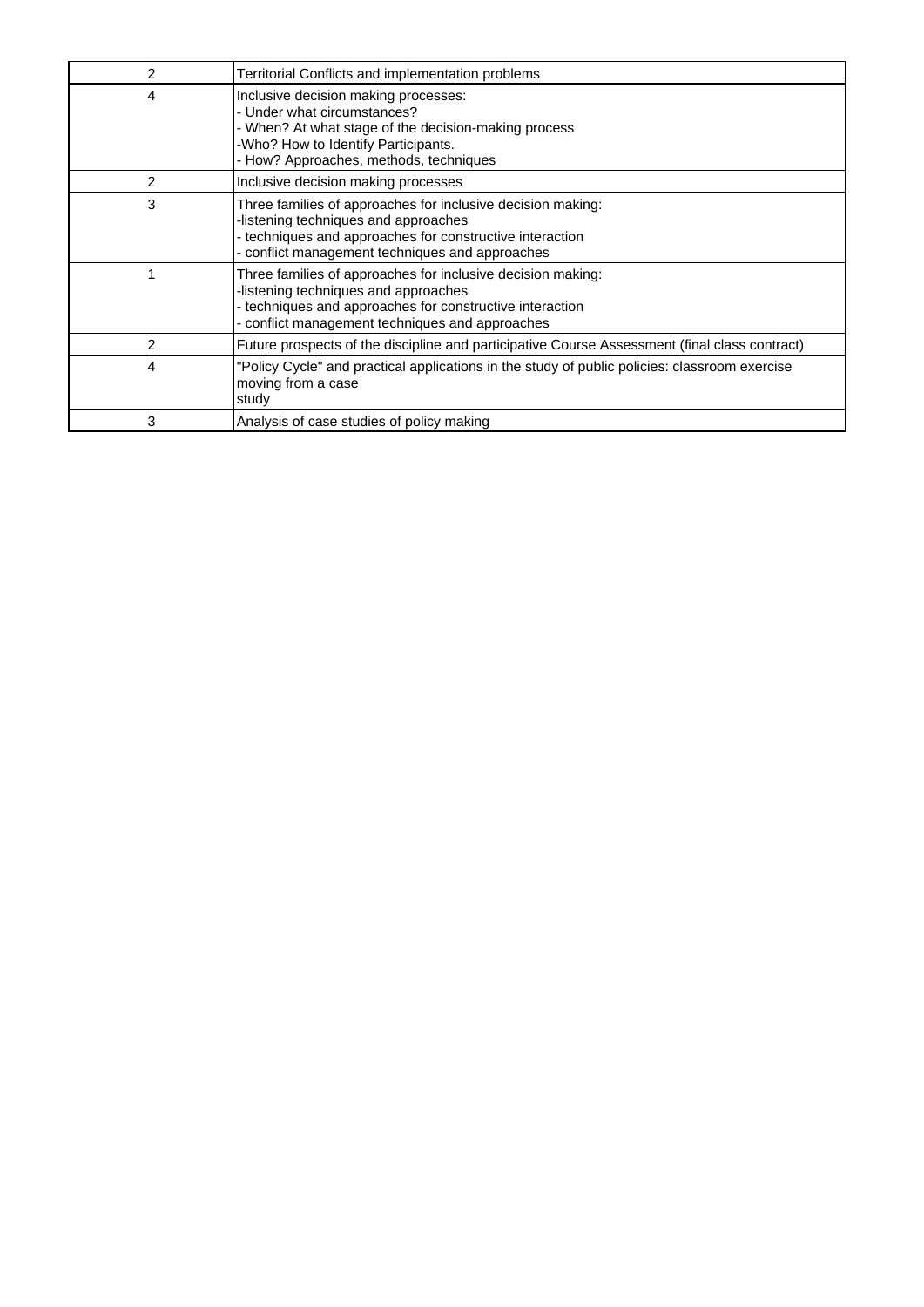| | |
|---|---|
| 2 | Territorial Conflicts and implementation problems |
| 4 | Inclusive decision making processes:<br>- Under what circumstances?<br>- When? At what stage of the decision-making process<br>-Who? How to Identify Participants.<br>- How? Approaches, methods, techniques |
| 2 | Inclusive decision making processes |
| 3 | Three families of approaches for inclusive decision making:<br>-listening techniques and approaches<br>- techniques and approaches for constructive interaction<br>- conflict management techniques and approaches |
| 1 | Three families of approaches for inclusive decision making:<br>-listening techniques and approaches<br>- techniques and approaches for constructive interaction<br>- conflict management techniques and approaches |
| 2 | Future prospects of the discipline and participative Course Assessment (final class contract) |
| 4 | "Policy Cycle" and practical applications in the study of public policies: classroom exercise moving from a case study |
| 3 | Analysis of case studies of policy making |